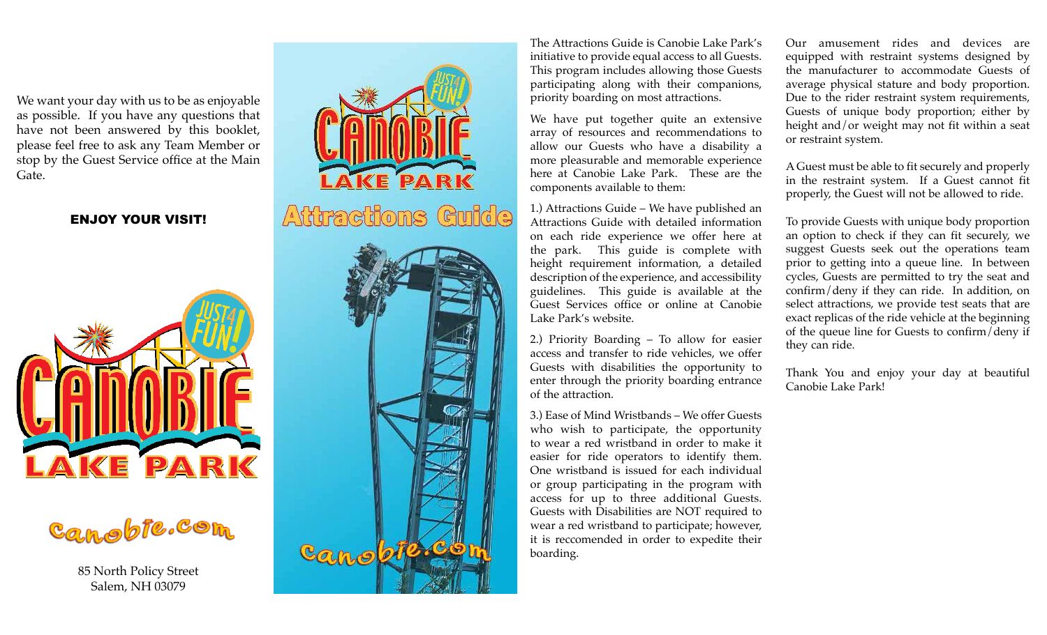We want your day with us to be as enjoyable as possible. If you have any questions that have not been answered by this booklet, please feel free to ask any Team Member or stop by the Guest Service office at the Main Gate.

**ENJOY YOUR VISIT!**

JUST4 FUN!

CANOBIE LAKE PARK

canobie.com

85 North Policy Street
Salem, NH 03079

JUST4 FUN!

CANOBIE LAKE PARK

# Attractions Guide

canobie.com

The Attractions Guide is Canobie Lake Park's initiative to provide equal access to all Guests. This program includes allowing those Guests participating along with their companions, priority boarding on most attractions.

We have put together quite an extensive array of resources and recommendations to allow our Guests who have a disability a more pleasurable and memorable experience here at Canobie Lake Park. These are the components available to them:

1.) Attractions Guide – We have published an Attractions Guide with detailed information on each ride experience we offer here at the park. This guide is complete with height requirement information, a detailed description of the experience, and accessibility guidelines. This guide is available at the Guest Services office or online at Canobie Lake Park's website.

2.) Priority Boarding – To allow for easier access and transfer to ride vehicles, we offer Guests with disabilities the opportunity to enter through the priority boarding entrance of the attraction.

3.) Ease of Mind Wristbands – We offer Guests who wish to participate, the opportunity to wear a red wristband in order to make it easier for ride operators to identify them. One wristband is issued for each individual or group participating in the program with access for up to three additional Guests. Guests with Disabilities are NOT required to wear a red wristband to participate; however, it is reccomended in order to expedite their boarding.

Our amusement rides and devices are equipped with restraint systems designed by the manufacturer to accommodate Guests of average physical stature and body proportion. Due to the rider restraint system requirements, Guests of unique body proportion; either by height and/or weight may not fit within a seat or restraint system.

A Guest must be able to fit securely and properly in the restraint system. If a Guest cannot fit properly, the Guest will not be allowed to ride.

To provide Guests with unique body proportion an option to check if they can fit securely, we suggest Guests seek out the operations team prior to getting into a queue line. In between cycles, Guests are permitted to try the seat and confirm/deny if they can ride. In addition, on select attractions, we provide test seats that are exact replicas of the ride vehicle at the beginning of the queue line for Guests to confirm/deny if they can ride.

Thank You and enjoy your day at beautiful Canobie Lake Park!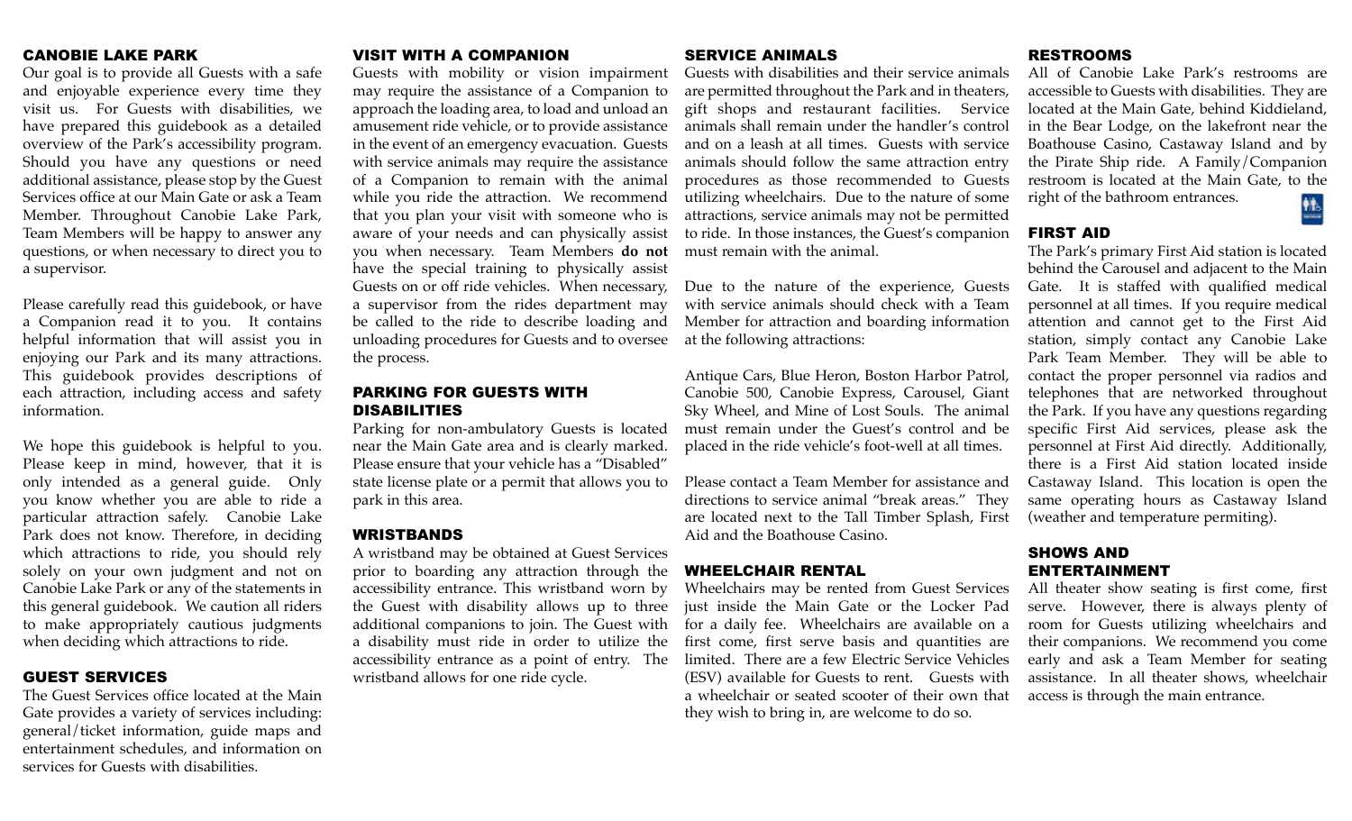## CANOBIE LAKE PARK

Our goal is to provide all Guests with a safe and enjoyable experience every time they visit us. For Guests with disabilities, we have prepared this guidebook as a detailed overview of the Park's accessibility program. Should you have any questions or need additional assistance, please stop by the Guest Services office at our Main Gate or ask a Team Member. Throughout Canobie Lake Park, Team Members will be happy to answer any questions, or when necessary to direct you to a supervisor.

Please carefully read this guidebook, or have a Companion read it to you. It contains helpful information that will assist you in enjoying our Park and its many attractions. This guidebook provides descriptions of each attraction, including access and safety information.

We hope this guidebook is helpful to you. Please keep in mind, however, that it is only intended as a general guide. Only you know whether you are able to ride a particular attraction safely. Canobie Lake Park does not know. Therefore, in deciding which attractions to ride, you should rely solely on your own judgment and not on Canobie Lake Park or any of the statements in this general guidebook. We caution all riders to make appropriately cautious judgments when deciding which attractions to ride.

## GUEST SERVICES

The Guest Services office located at the Main Gate provides a variety of services including: general/ticket information, guide maps and entertainment schedules, and information on services for Guests with disabilities.

## VISIT WITH A COMPANION

Guests with mobility or vision impairment may require the assistance of a Companion to approach the loading area, to load and unload an amusement ride vehicle, or to provide assistance in the event of an emergency evacuation. Guests with service animals may require the assistance of a Companion to remain with the animal while you ride the attraction. We recommend that you plan your visit with someone who is aware of your needs and can physically assist you when necessary. Team Members **do not** have the special training to physically assist Guests on or off ride vehicles. When necessary, a supervisor from the rides department may be called to the ride to describe loading and unloading procedures for Guests and to oversee the process.

## PARKING FOR GUESTS WITH DISABILITIES

Parking for non-ambulatory Guests is located near the Main Gate area and is clearly marked. Please ensure that your vehicle has a "Disabled" state license plate or a permit that allows you to park in this area.

## WRISTBANDS

A wristband may be obtained at Guest Services prior to boarding any attraction through the accessibility entrance. This wristband worn by the Guest with disability allows up to three additional companions to join. The Guest with a disability must ride in order to utilize the accessibility entrance as a point of entry. The wristband allows for one ride cycle.

## SERVICE ANIMALS

Guests with disabilities and their service animals are permitted throughout the Park and in theaters, gift shops and restaurant facilities. Service animals shall remain under the handler's control and on a leash at all times. Guests with service animals should follow the same attraction entry procedures as those recommended to Guests utilizing wheelchairs. Due to the nature of some attractions, service animals may not be permitted to ride. In those instances, the Guest's companion must remain with the animal.

Due to the nature of the experience, Guests with service animals should check with a Team Member for attraction and boarding information at the following attractions:

Antique Cars, Blue Heron, Boston Harbor Patrol, Canobie 500, Canobie Express, Carousel, Giant Sky Wheel, and Mine of Lost Souls. The animal must remain under the Guest's control and be placed in the ride vehicle's foot-well at all times.

Please contact a Team Member for assistance and directions to service animal "break areas." They are located next to the Tall Timber Splash, First Aid and the Boathouse Casino.

## WHEELCHAIR RENTAL

Wheelchairs may be rented from Guest Services just inside the Main Gate or the Locker Pad for a daily fee. Wheelchairs are available on a first come, first serve basis and quantities are limited. There are a few Electric Service Vehicles (ESV) available for Guests to rent. Guests with a wheelchair or seated scooter of their own that they wish to bring in, are welcome to do so.

## RESTROOMS

All of Canobie Lake Park's restrooms are accessible to Guests with disabilities. They are located at the Main Gate, behind Kiddieland, in the Bear Lodge, on the lakefront near the Boathouse Casino, Castaway Island and by the Pirate Ship ride. A Family/Companion restroom is located at the Main Gate, to the right of the bathroom entrances.

## FIRST AID

The Park's primary First Aid station is located behind the Carousel and adjacent to the Main Gate. It is staffed with qualified medical personnel at all times. If you require medical attention and cannot get to the First Aid station, simply contact any Canobie Lake Park Team Member. They will be able to contact the proper personnel via radios and telephones that are networked throughout the Park. If you have any questions regarding specific First Aid services, please ask the personnel at First Aid directly. Additionally, there is a First Aid station located inside Castaway Island. This location is open the same operating hours as Castaway Island (weather and temperature permiting).

## SHOWS AND ENTERTAINMENT

All theater show seating is first come, first serve. However, there is always plenty of room for Guests utilizing wheelchairs and their companions. We recommend you come early and ask a Team Member for seating assistance. In all theater shows, wheelchair access is through the main entrance.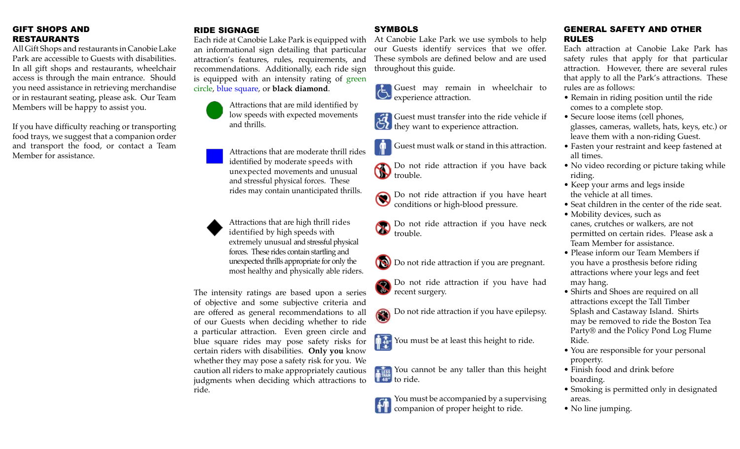## GIFT SHOPS AND RESTAURANTS

All Gift Shops and restaurants in Canobie Lake Park are accessible to Guests with disabilities. In all gift shops and restaurants, wheelchair access is through the main entrance. Should you need assistance in retrieving merchandise or in restaurant seating, please ask. Our Team Members will be happy to assist you.

If you have difficulty reaching or transporting food trays, we suggest that a companion order and transport the food, or contact a Team Member for assistance.

## RIDE SIGNAGE

Each ride at Canobie Lake Park is equipped with an informational sign detailing that particular attraction's features, rules, requirements, and recommendations. Additionally, each ride sign is equipped with an intensity rating of green circle, blue square, or **black diamond**.

Attractions that are mild identified by low speeds with expected movements and thrills.

Attractions that are moderate thrill rides identified by moderate speeds with unexpected movements and unusual and stressful physical forces. These rides may contain unanticipated thrills.

Attractions that are high thrill rides identified by high speeds with extremely unusual and stressful physical forces. These rides contain startling and unexpected thrills appropriate for only the most healthy and physically able riders.

The intensity ratings are based upon a series of objective and some subjective criteria and are offered as general recommendations to all of our Guests when deciding whether to ride a particular attraction. Even green circle and blue square rides may pose safety risks for certain riders with disabilities. **Only you** know whether they may pose a safety risk for you. We caution all riders to make appropriately cautious judgments when deciding which attractions to ride.

## SYMBOLS

At Canobie Lake Park we use symbols to help our Guests identify services that we offer. These symbols are defined below and are used throughout this guide.

Guest may remain in wheelchair to experience attraction.

Guest must transfer into the ride vehicle if they want to experience attraction.

Guest must walk or stand in this attraction.

Do not ride attraction if you have back trouble.

Do not ride attraction if you have heart conditions or high-blood pressure.

Do not ride attraction if you have neck trouble.

Do not ride attraction if you are pregnant.

Do not ride attraction if you have had recent surgery.

Do not ride attraction if you have epilepsy.

You must be at least this height to ride.

You cannot be any taller than this height to ride.

You must be accompanied by a supervising companion of proper height to ride.

## GENERAL SAFETY AND OTHER RULES

Each attraction at Canobie Lake Park has safety rules that apply for that particular attraction. However, there are several rules that apply to all the Park's attractions. These rules are as follows:

- Remain in riding position until the ride comes to a complete stop.
- Secure loose items (cell phones, glasses, cameras, wallets, hats, keys, etc.) or leave them with a non-riding Guest.
- Fasten your restraint and keep fastened at all times.
- No video recording or picture taking while riding.
- Keep your arms and legs inside the vehicle at all times.
- Seat children in the center of the ride seat.
- Mobility devices, such as canes, crutches or walkers, are not permitted on certain rides. Please ask a Team Member for assistance.
- Please inform our Team Members if you have a prosthesis before riding attractions where your legs and feet may hang.
- Shirts and Shoes are required on all attractions except the Tall Timber Splash and Castaway Island. Shirts may be removed to ride the Boston Tea Party® and the Policy Pond Log Flume Ride.
- You are responsible for your personal property.
- Finish food and drink before boarding.
- Smoking is permitted only in designated areas.
- No line jumping.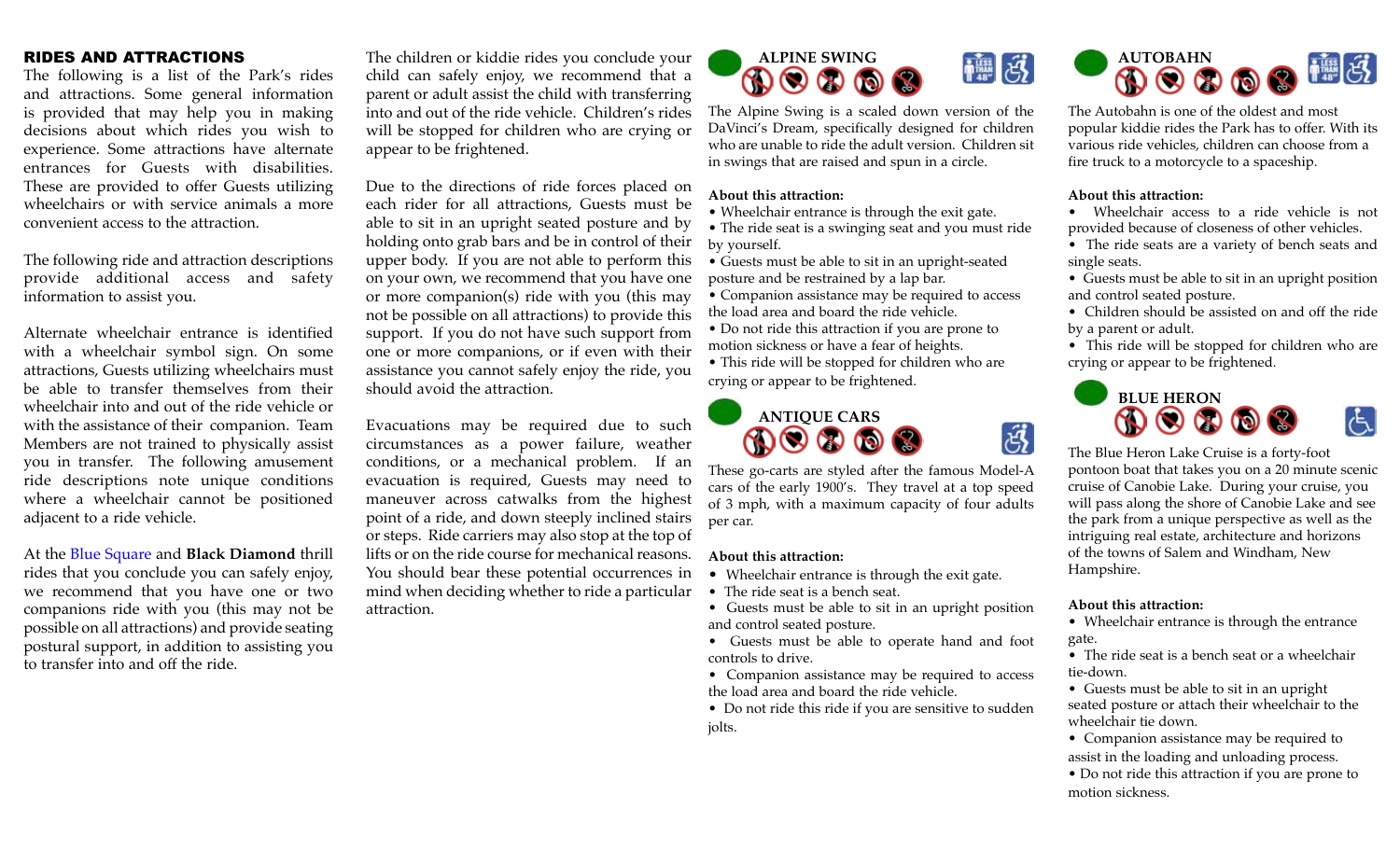## RIDES AND ATTRACTIONS

The following is a list of the Park's rides and attractions. Some general information is provided that may help you in making decisions about which rides you wish to experience. Some attractions have alternate entrances for Guests with disabilities. These are provided to offer Guests utilizing wheelchairs or with service animals a more convenient access to the attraction.

The following ride and attraction descriptions provide additional access and safety information to assist you.

Alternate wheelchair entrance is identified with a wheelchair symbol sign. On some attractions, Guests utilizing wheelchairs must be able to transfer themselves from their wheelchair into and out of the ride vehicle or with the assistance of their companion. Team Members are not trained to physically assist you in transfer. The following amusement ride descriptions note unique conditions where a wheelchair cannot be positioned adjacent to a ride vehicle.

At the Blue Square and **Black Diamond** thrill rides that you conclude you can safely enjoy, we recommend that you have one or two companions ride with you (this may not be possible on all attractions) and provide seating postural support, in addition to assisting you to transfer into and off the ride.

The children or kiddie rides you conclude your child can safely enjoy, we recommend that a parent or adult assist the child with transferring into and out of the ride vehicle. Children's rides will be stopped for children who are crying or appear to be frightened.

Due to the directions of ride forces placed on each rider for all attractions, Guests must be able to sit in an upright seated posture and by holding onto grab bars and be in control of their upper body. If you are not able to perform this on your own, we recommend that you have one or more companion(s) ride with you (this may not be possible on all attractions) to provide this support. If you do not have such support from one or more companions, or if even with their assistance you cannot safely enjoy the ride, you should avoid the attraction.

Evacuations may be required due to such circumstances as a power failure, weather conditions, or a mechanical problem. If an evacuation is required, Guests may need to maneuver across catwalks from the highest point of a ride, and down steeply inclined stairs or steps. Ride carriers may also stop at the top of lifts or on the ride course for mechanical reasons. You should bear these potential occurrences in mind when deciding whether to ride a particular attraction.

### ALPINE SWING

The Alpine Swing is a scaled down version of the DaVinci's Dream, specifically designed for children who are unable to ride the adult version. Children sit in swings that are raised and spun in a circle.

**About this attraction:**

- Wheelchair entrance is through the exit gate.
- The ride seat is a swinging seat and you must ride by yourself.
- Guests must be able to sit in an upright-seated posture and be restrained by a lap bar.
- Companion assistance may be required to access the load area and board the ride vehicle.
- Do not ride this attraction if you are prone to motion sickness or have a fear of heights.
- This ride will be stopped for children who are crying or appear to be frightened.

### ANTIQUE CARS

These go-carts are styled after the famous Model-A cars of the early 1900's. They travel at a top speed of 3 mph, with a maximum capacity of four adults per car.

**About this attraction:**

- Wheelchair entrance is through the exit gate.
- The ride seat is a bench seat.
- Guests must be able to sit in an upright position and control seated posture.
- Guests must be able to operate hand and foot controls to drive.
- Companion assistance may be required to access the load area and board the ride vehicle.
- Do not ride this ride if you are sensitive to sudden jolts.

### AUTOBAHN

The Autobahn is one of the oldest and most popular kiddie rides the Park has to offer. With its various ride vehicles, children can choose from a fire truck to a motorcycle to a spaceship.

**About this attraction:**

- Wheelchair access to a ride vehicle is not provided because of closeness of other vehicles.
- The ride seats are a variety of bench seats and single seats.
- Guests must be able to sit in an upright position and control seated posture.
- Children should be assisted on and off the ride by a parent or adult.
- This ride will be stopped for children who are crying or appear to be frightened.

### BLUE HERON

The Blue Heron Lake Cruise is a forty-foot pontoon boat that takes you on a 20 minute scenic cruise of Canobie Lake. During your cruise, you will pass along the shore of Canobie Lake and see the park from a unique perspective as well as the intriguing real estate, architecture and horizons of the towns of Salem and Windham, New Hampshire.

**About this attraction:**

- Wheelchair entrance is through the entrance gate.
- The ride seat is a bench seat or a wheelchair tie-down.
- Guests must be able to sit in an upright seated posture or attach their wheelchair to the wheelchair tie down.
- Companion assistance may be required to assist in the loading and unloading process.
- Do not ride this attraction if you are prone to motion sickness.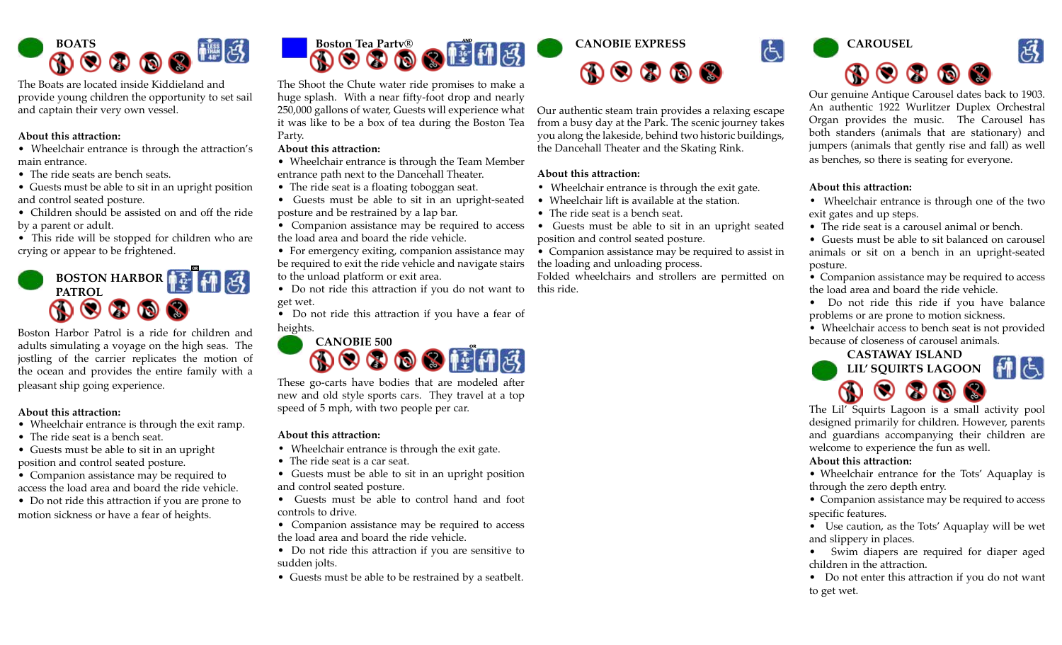## BOATS

The Boats are located inside Kiddieland and provide young children the opportunity to set sail and captain their very own vessel.

**About this attraction:**

- Wheelchair entrance is through the attraction's main entrance.
- The ride seats are bench seats.
- Guests must be able to sit in an upright position and control seated posture.
- Children should be assisted on and off the ride by a parent or adult.
- This ride will be stopped for children who are crying or appear to be frightened.

## BOSTON HARBOR PATROL

Boston Harbor Patrol is a ride for children and adults simulating a voyage on the high seas. The jostling of the carrier replicates the motion of the ocean and provides the entire family with a pleasant ship going experience.

**About this attraction:**

- Wheelchair entrance is through the exit ramp.
- The ride seat is a bench seat.
- Guests must be able to sit in an upright position and control seated posture.
- Companion assistance may be required to access the load area and board the ride vehicle.
- Do not ride this attraction if you are prone to motion sickness or have a fear of heights.

## Boston Tea Party®

The Shoot the Chute water ride promises to make a huge splash. With a near fifty-foot drop and nearly 250,000 gallons of water, Guests will experience what it was like to be a box of tea during the Boston Tea Party.

**About this attraction:**

- Wheelchair entrance is through the Team Member entrance path next to the Dancehall Theater.
- The ride seat is a floating toboggan seat.
- Guests must be able to sit in an upright-seated posture and be restrained by a lap bar.
- Companion assistance may be required to access the load area and board the ride vehicle.
- For emergency exiting, companion assistance may be required to exit the ride vehicle and navigate stairs to the unload platform or exit area.
- Do not ride this attraction if you do not want to get wet.
- Do not ride this attraction if you have a fear of heights.

## CANOBIE 500

These go-carts have bodies that are modeled after new and old style sports cars. They travel at a top speed of 5 mph, with two people per car.

**About this attraction:**

- Wheelchair entrance is through the exit gate.
- The ride seat is a car seat.
- Guests must be able to sit in an upright position and control seated posture.
- Guests must be able to control hand and foot controls to drive.
- Companion assistance may be required to access the load area and board the ride vehicle.
- Do not ride this attraction if you are sensitive to sudden jolts.
- Guests must be able to be restrained by a seatbelt.

## CANOBIE EXPRESS

Our authentic steam train provides a relaxing escape from a busy day at the Park. The scenic journey takes you along the lakeside, behind two historic buildings, the Dancehall Theater and the Skating Rink.

**About this attraction:**

- Wheelchair entrance is through the exit gate.
- Wheelchair lift is available at the station.
- The ride seat is a bench seat.
- Guests must be able to sit in an upright seated position and control seated posture.
- Companion assistance may be required to assist in the loading and unloading process.

Folded wheelchairs and strollers are permitted on this ride.

## CAROUSEL

Our genuine Antique Carousel dates back to 1903. An authentic 1922 Wurlitzer Duplex Orchestral Organ provides the music. The Carousel has both standers (animals that are stationary) and jumpers (animals that gently rise and fall) as well as benches, so there is seating for everyone.

**About this attraction:**

- Wheelchair entrance is through one of the two exit gates and up steps.
- The ride seat is a carousel animal or bench.
- Guests must be able to sit balanced on carousel animals or sit on a bench in an upright-seated posture.
- Companion assistance may be required to access the load area and board the ride vehicle.
- Do not ride this ride if you have balance problems or are prone to motion sickness.
- Wheelchair access to bench seat is not provided because of closeness of carousel animals.

## CASTAWAY ISLAND LIL' SQUIRTS LAGOON

The Lil' Squirts Lagoon is a small activity pool designed primarily for children. However, parents and guardians accompanying their children are welcome to experience the fun as well.

**About this attraction:**

- Wheelchair entrance for the Tots' Aquaplay is through the zero depth entry.
- Companion assistance may be required to access specific features.
- Use caution, as the Tots' Aquaplay will be wet and slippery in places.
- Swim diapers are required for diaper aged children in the attraction.
- Do not enter this attraction if you do not want to get wet.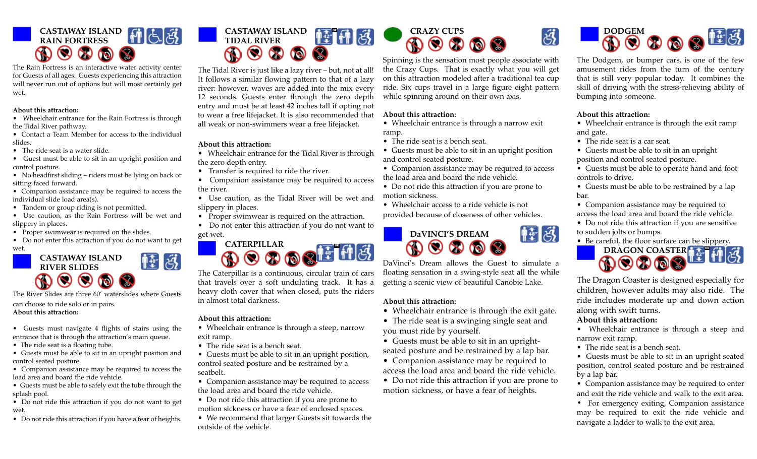## CASTAWAY ISLAND RAIN FORTRESS

The Rain Fortress is an interactive water activity center for Guests of all ages. Guests experiencing this attraction will never run out of options but will most certainly get wet.

**About this attraction:**

- Wheelchair entrance for the Rain Fortress is through the Tidal River pathway.
- Contact a Team Member for access to the individual slides.
- The ride seat is a water slide.
- Guest must be able to sit in an upright position and control posture.
- No headfirst sliding – riders must be lying on back or sitting faced forward.
- Companion assistance may be required to access the individual slide load area(s).
- Tandem or group riding is not permitted.
- Use caution, as the Rain Fortress will be wet and slippery in places.
- Proper swimwear is required on the slides.
- Do not enter this attraction if you do not want to get wet.

## CASTAWAY ISLAND RIVER SLIDES

The River Slides are three 60' waterslides where Guests can choose to ride solo or in pairs.

**About this attraction:**

- Guests must navigate 4 flights of stairs using the entrance that is through the attraction's main queue.
- The ride seat is a floating tube.
- Guests must be able to sit in an upright position and control seated posture.
- Companion assistance may be required to access the load area and board the ride vehicle.
- Guests must be able to safely exit the tube through the splash pool.
- Do not ride this attraction if you do not want to get wet.
- Do not ride this attraction if you have a fear of heights.

## CASTAWAY ISLAND TIDAL RIVER

The Tidal River is just like a lazy river – but, not at all! It follows a similar flowing pattern to that of a lazy river: however, waves are added into the mix every 12 seconds. Guests enter through the zero depth entry and must be at least 42 inches tall if opting not to wear a free lifejacket. It is also recommended that all weak or non-swimmers wear a free lifejacket.

**About this attraction:**

- Wheelchair entrance for the Tidal River is through the zero depth entry.
- Transfer is required to ride the river.
- Companion assistance may be required to access the river.
- Use caution, as the Tidal River will be wet and slippery in places.
- Proper swimwear is required on the attraction.
- Do not enter this attraction if you do not want to get wet.

## CATERPILLAR

The Caterpillar is a continuous, circular train of cars that travels over a soft undulating track. It has a heavy cloth cover that when closed, puts the riders in almost total darkness.

**About this attraction:**

- Wheelchair entrance is through a steep, narrow exit ramp.
- The ride seat is a bench seat.
- Guests must be able to sit in an upright position, control seated posture and be restrained by a seatbelt.
- Companion assistance may be required to access the load area and board the ride vehicle.
- Do not ride this attraction if you are prone to motion sickness or have a fear of enclosed spaces.
- We recommend that larger Guests sit towards the outside of the vehicle.

## CRAZY CUPS

Spinning is the sensation most people associate with the Crazy Cups. That is exactly what you will get on this attraction modeled after a traditional tea cup ride. Six cups travel in a large figure eight pattern while spinning around on their own axis.

**About this attraction:**

- Wheelchair entrance is through a narrow exit ramp.
- The ride seat is a bench seat.
- Guests must be able to sit in an upright position and control seated posture.
- Companion assistance may be required to access the load area and board the ride vehicle.
- Do not ride this attraction if you are prone to motion sickness.
- Wheelchair access to a ride vehicle is not provided because of closeness of other vehicles.

## DaVINCI'S DREAM

DaVinci's Dream allows the Guest to simulate a floating sensation in a swing-style seat all the while getting a scenic view of beautiful Canobie Lake.

**About this attraction:**

- Wheelchair entrance is through the exit gate.
- The ride seat is a swinging single seat and you must ride by yourself.
- Guests must be able to sit in an upright-seated posture and be restrained by a lap bar.
- Companion assistance may be required to access the load area and board the ride vehicle.
- Do not ride this attraction if you are prone to motion sickness, or have a fear of heights.

## DODGEM

The Dodgem, or bumper cars, is one of the few amusement rides from the turn of the century that is still very popular today. It combines the skill of driving with the stress-relieving ability of bumping into someone.

**About this attraction:**

- Wheelchair entrance is through the exit ramp and gate.
- The ride seat is a car seat.
- Guests must be able to sit in an upright position and control seated posture.
- Guests must be able to operate hand and foot controls to drive.
- Guests must be able to be restrained by a lap bar.
- Companion assistance may be required to access the load area and board the ride vehicle.
- Do not ride this attraction if you are sensitive to sudden jolts or bumps.
- Be careful, the floor surface can be slippery.

## DRAGON COASTER

The Dragon Coaster is designed especially for children, however adults may also ride. The ride includes moderate up and down action along with swift turns.

**About this attraction:**

- Wheelchair entrance is through a steep and narrow exit ramp.
- The ride seat is a bench seat.
- Guests must be able to sit in an upright seated position, control seated posture and be restrained by a lap bar.
- Companion assistance may be required to enter and exit the ride vehicle and walk to the exit area.
- For emergency exiting, Companion assistance may be required to exit the ride vehicle and navigate a ladder to walk to the exit area.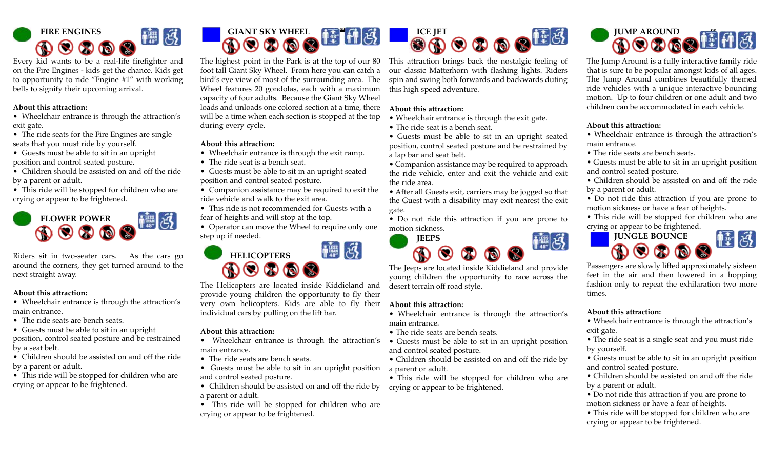## FIRE ENGINES

Every kid wants to be a real-life firefighter and on the Fire Engines - kids get the chance. Kids get to opportunity to ride "Engine #1" with working bells to signify their upcoming arrival.

**About this attraction:**

- Wheelchair entrance is through the attraction's exit gate.
- The ride seats for the Fire Engines are single seats that you must ride by yourself.
- Guests must be able to sit in an upright position and control seated posture.
- Children should be assisted on and off the ride by a parent or adult.
- This ride will be stopped for children who are crying or appear to be frightened.

## FLOWER POWER

Riders sit in two-seater cars. As the cars go around the corners, they get turned around to the next straight away.

**About this attraction:**

- Wheelchair entrance is through the attraction's main entrance.
- The ride seats are bench seats.
- Guests must be able to sit in an upright position, control seated posture and be restrained by a seat belt.
- Children should be assisted on and off the ride by a parent or adult.
- This ride will be stopped for children who are crying or appear to be frightened.

## GIANT SKY WHEEL

The highest point in the Park is at the top of our 80 foot tall Giant Sky Wheel. From here you can catch a bird's eye view of most of the surrounding area. The Wheel features 20 gondolas, each with a maximum capacity of four adults. Because the Giant Sky Wheel loads and unloads one colored section at a time, there will be a time when each section is stopped at the top during every cycle.

**About this attraction:**

- Wheelchair entrance is through the exit ramp.
- The ride seat is a bench seat.
- Guests must be able to sit in an upright seated position and control seated posture.
- Companion assistance may be required to exit the ride vehicle and walk to the exit area.
- This ride is not recommended for Guests with a fear of heights and will stop at the top.
- Operator can move the Wheel to require only one step up if needed.

## HELICOPTERS

The Helicopters are located inside Kiddieland and provide young children the opportunity to fly their very own helicopters. Kids are able to fly their individual cars by pulling on the lift bar.

**About this attraction:**

- Wheelchair entrance is through the attraction's main entrance.
- The ride seats are bench seats.
- Guests must be able to sit in an upright position and control seated posture.
- Children should be assisted on and off the ride by a parent or adult.
- This ride will be stopped for children who are crying or appear to be frightened.

## ICE JET

This attraction brings back the nostalgic feeling of our classic Matterhorn with flashing lights. Riders spin and swing both forwards and backwards duting this high speed adventure.

**About this attraction:**

- Wheelchair entrance is through the exit gate.
- The ride seat is a bench seat.
- Guests must be able to sit in an upright seated position, control seated posture and be restrained by a lap bar and seat belt.
- Companion assistance may be required to approach the ride vehicle, enter and exit the vehicle and exit the ride area.
- After all Guests exit, carriers may be jogged so that the Guest with a disability may exit nearest the exit gate.
- Do not ride this attraction if you are prone to motion sickness.

## JEEPS

The Jeeps are located inside Kiddieland and provide young children the opportunity to race across the desert terrain off road style.

**About this attraction:**

- Wheelchair entrance is through the attraction's main entrance.
- The ride seats are bench seats.
- Guests must be able to sit in an upright position and control seated posture.
- Children should be assisted on and off the ride by a parent or adult.
- This ride will be stopped for children who are crying or appear to be frightened.

## JUMP AROUND

The Jump Around is a fully interactive family ride that is sure to be popular amongst kids of all ages. The Jump Around combines beautifully themed ride vehicles with a unique interactive bouncing motion. Up to four children or one adult and two children can be accommodated in each vehicle.

**About this attraction:**

- Wheelchair entrance is through the attraction's main entrance.
- The ride seats are bench seats.
- Guests must be able to sit in an upright position and control seated posture.
- Children should be assisted on and off the ride by a parent or adult.
- Do not ride this attraction if you are prone to motion sickness or have a fear of heights.
- This ride will be stopped for children who are crying or appear to be frightened.

## JUNGLE BOUNCE

Passengers are slowly lifted approximately sixteen feet in the air and then lowered in a hopping fashion only to repeat the exhilaration two more times.

**About this attraction:**

- Wheelchair entrance is through the attraction's exit gate.
- The ride seat is a single seat and you must ride by yourself.
- Guests must be able to sit in an upright position and control seated posture.
- Children should be assisted on and off the ride by a parent or adult.
- Do not ride this attraction if you are prone to motion sickness or have a fear of heights.
- This ride will be stopped for children who are crying or appear to be frightened.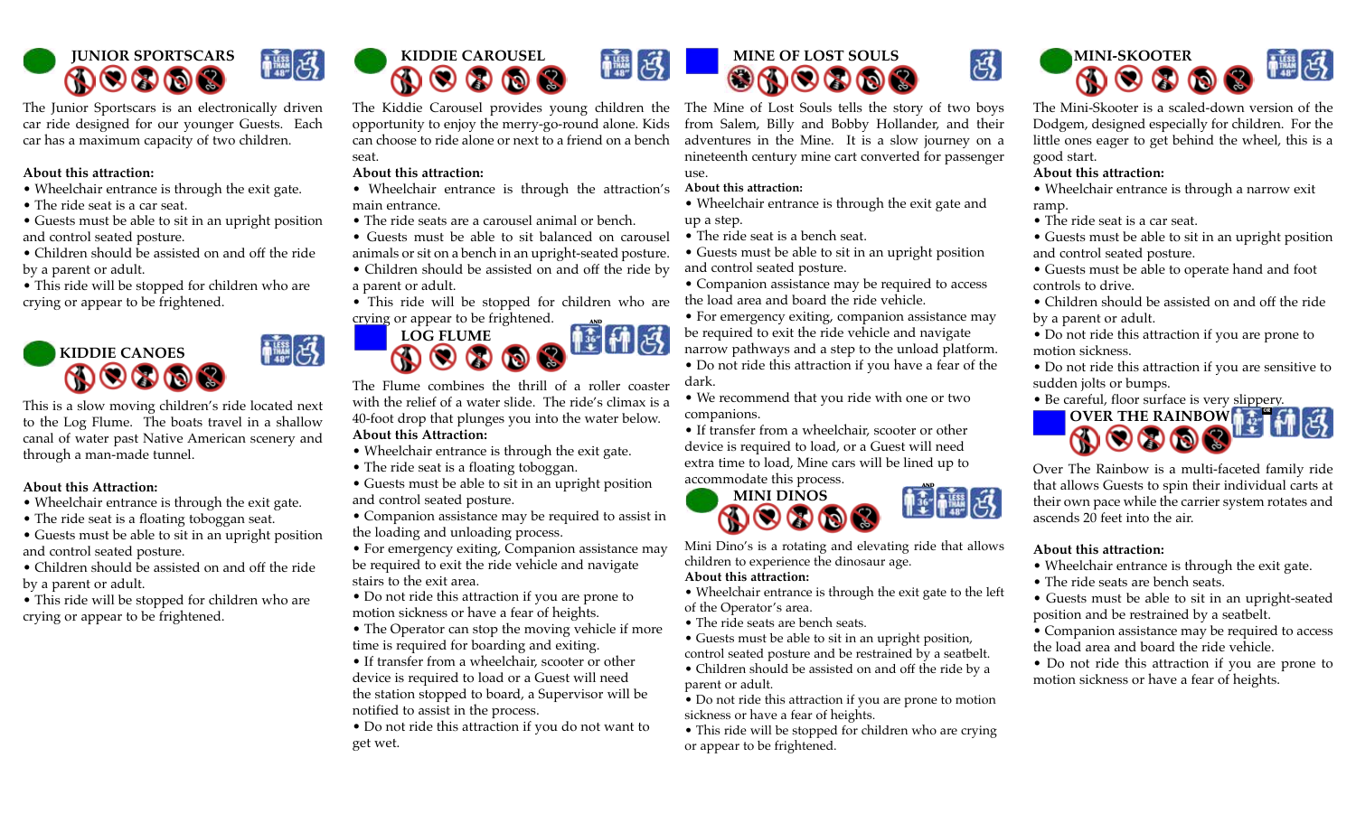## JUNIOR SPORTSCARS

The Junior Sportscars is an electronically driven car ride designed for our younger Guests. Each car has a maximum capacity of two children.

**About this attraction:**

- Wheelchair entrance is through the exit gate.
- The ride seat is a car seat.
- Guests must be able to sit in an upright position and control seated posture.
- Children should be assisted on and off the ride by a parent or adult.
- This ride will be stopped for children who are crying or appear to be frightened.

## KIDDIE CANOES

This is a slow moving children's ride located next to the Log Flume. The boats travel in a shallow canal of water past Native American scenery and through a man-made tunnel.

**About this Attraction:**

- Wheelchair entrance is through the exit gate.
- The ride seat is a floating toboggan seat.
- Guests must be able to sit in an upright position and control seated posture.
- Children should be assisted on and off the ride by a parent or adult.
- This ride will be stopped for children who are crying or appear to be frightened.

## KIDDIE CAROUSEL

The Kiddie Carousel provides young children the opportunity to enjoy the merry-go-round alone. Kids can choose to ride alone or next to a friend on a bench seat.

**About this attraction:**

- Wheelchair entrance is through the attraction's main entrance.
- The ride seats are a carousel animal or bench.
- Guests must be able to sit balanced on carousel animals or sit on a bench in an upright-seated posture.
- Children should be assisted on and off the ride by a parent or adult.
- This ride will be stopped for children who are crying or appear to be frightened.

## LOG FLUME

The Flume combines the thrill of a roller coaster with the relief of a water slide. The ride's climax is a 40-foot drop that plunges you into the water below.

**About this Attraction:**

- Wheelchair entrance is through the exit gate.
- The ride seat is a floating toboggan.
- Guests must be able to sit in an upright position and control seated posture.
- Companion assistance may be required to assist in the loading and unloading process.
- For emergency exiting, Companion assistance may be required to exit the ride vehicle and navigate stairs to the exit area.
- Do not ride this attraction if you are prone to motion sickness or have a fear of heights.
- The Operator can stop the moving vehicle if more time is required for boarding and exiting.
- If transfer from a wheelchair, scooter or other device is required to load or a Guest will need the station stopped to board, a Supervisor will be notified to assist in the process.
- Do not ride this attraction if you do not want to get wet.

## MINE OF LOST SOULS

The Mine of Lost Souls tells the story of two boys from Salem, Billy and Bobby Hollander, and their adventures in the Mine. It is a slow journey on a nineteenth century mine cart converted for passenger use.

**About this attraction:**

- Wheelchair entrance is through the exit gate and up a step.
- The ride seat is a bench seat.
- Guests must be able to sit in an upright position and control seated posture.
- Companion assistance may be required to access the load area and board the ride vehicle.
- For emergency exiting, companion assistance may be required to exit the ride vehicle and navigate narrow pathways and a step to the unload platform.
- Do not ride this attraction if you have a fear of the dark.
- We recommend that you ride with one or two companions.
- If transfer from a wheelchair, scooter or other device is required to load, or a Guest will need extra time to load, Mine cars will be lined up to accommodate this process.

## MINI DINOS

Mini Dino's is a rotating and elevating ride that allows children to experience the dinosaur age.

**About this attraction:**

- Wheelchair entrance is through the exit gate to the left of the Operator's area.
- The ride seats are bench seats.
- Guests must be able to sit in an upright position, control seated posture and be restrained by a seatbelt.
- Children should be assisted on and off the ride by a parent or adult.
- Do not ride this attraction if you are prone to motion sickness or have a fear of heights.
- This ride will be stopped for children who are crying or appear to be frightened.

## MINI-SKOOTER

The Mini-Skooter is a scaled-down version of the Dodgem, designed especially for children. For the little ones eager to get behind the wheel, this is a good start.

**About this attraction:**

- Wheelchair entrance is through a narrow exit ramp.
- The ride seat is a car seat.
- Guests must be able to sit in an upright position and control seated posture.
- Guests must be able to operate hand and foot controls to drive.
- Children should be assisted on and off the ride by a parent or adult.
- Do not ride this attraction if you are prone to motion sickness.
- Do not ride this attraction if you are sensitive to sudden jolts or bumps.
- Be careful, floor surface is very slippery.

## OVER THE RAINBOW

Over The Rainbow is a multi-faceted family ride that allows Guests to spin their individual carts at their own pace while the carrier system rotates and ascends 20 feet into the air.

**About this attraction:**

- Wheelchair entrance is through the exit gate.
- The ride seats are bench seats.
- Guests must be able to sit in an upright-seated position and be restrained by a seatbelt.
- Companion assistance may be required to access the load area and board the ride vehicle.
- Do not ride this attraction if you are prone to motion sickness or have a fear of heights.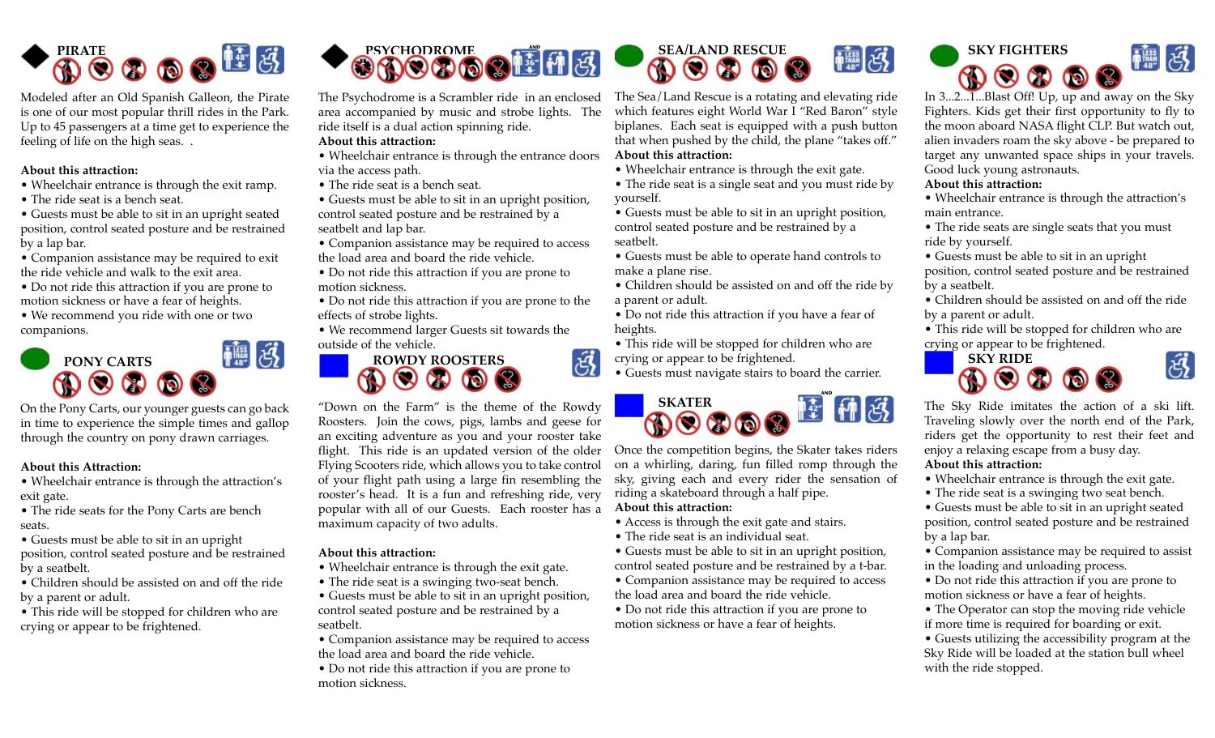## PIRATE

Modeled after an Old Spanish Galleon, the Pirate is one of our most popular thrill rides in the Park. Up to 45 passengers at a time get to experience the feeling of life on the high seas. .

**About this attraction:**

- Wheelchair entrance is through the exit ramp.
- The ride seat is a bench seat.
- Guests must be able to sit in an upright seated position, control seated posture and be restrained by a lap bar.
- Companion assistance may be required to exit the ride vehicle and walk to the exit area.
- Do not ride this attraction if you are prone to motion sickness or have a fear of heights.
- We recommend you ride with one or two companions.

## PONY CARTS

On the Pony Carts, our younger guests can go back in time to experience the simple times and gallop through the country on pony drawn carriages.

**About this Attraction:**

- Wheelchair entrance is through the attraction's exit gate.
- The ride seats for the Pony Carts are bench seats.
- Guests must be able to sit in an upright position, control seated posture and be restrained by a seatbelt.
- Children should be assisted on and off the ride by a parent or adult.
- This ride will be stopped for children who are crying or appear to be frightened.

## PSYCHODROME

The Psychodrome is a Scrambler ride in an enclosed area accompanied by music and strobe lights. The ride itself is a dual action spinning ride.

**About this attraction:**

- Wheelchair entrance is through the entrance doors via the access path.
- The ride seat is a bench seat.
- Guests must be able to sit in an upright position, control seated posture and be restrained by a seatbelt and lap bar.
- Companion assistance may be required to access the load area and board the ride vehicle.
- Do not ride this attraction if you are prone to motion sickness.
- Do not ride this attraction if you are prone to the effects of strobe lights.
- We recommend larger Guests sit towards the outside of the vehicle.

## ROWDY ROOSTERS

"Down on the Farm" is the theme of the Rowdy Roosters. Join the cows, pigs, lambs and geese for an exciting adventure as you and your rooster take flight. This ride is an updated version of the older Flying Scooters ride, which allows you to take control of your flight path using a large fin resembling the rooster's head. It is a fun and refreshing ride, very popular with all of our Guests. Each rooster has a maximum capacity of two adults.

**About this attraction:**

- Wheelchair entrance is through the exit gate.
- The ride seat is a swinging two-seat bench.
- Guests must be able to sit in an upright position, control seated posture and be restrained by a seatbelt.
- Companion assistance may be required to access the load area and board the ride vehicle.
- Do not ride this attraction if you are prone to motion sickness.

## SEA/LAND RESCUE

The Sea/Land Rescue is a rotating and elevating ride which features eight World War I "Red Baron" style biplanes. Each seat is equipped with a push button that when pushed by the child, the plane "takes off."

**About this attraction:**

- Wheelchair entrance is through the exit gate.
- The ride seat is a single seat and you must ride by yourself.
- Guests must be able to sit in an upright position, control seated posture and be restrained by a seatbelt.
- Guests must be able to operate hand controls to make a plane rise.
- Children should be assisted on and off the ride by a parent or adult.
- Do not ride this attraction if you have a fear of heights.
- This ride will be stopped for children who are crying or appear to be frightened.
- Guests must navigate stairs to board the carrier.

## SKATER

Once the competition begins, the Skater takes riders on a whirling, daring, fun filled romp through the sky, giving each and every rider the sensation of riding a skateboard through a half pipe.

**About this attraction:**

- Access is through the exit gate and stairs.
- The ride seat is an individual seat.
- Guests must be able to sit in an upright position, control seated posture and be restrained by a t-bar.
- Companion assistance may be required to access the load area and board the ride vehicle.
- Do not ride this attraction if you are prone to motion sickness or have a fear of heights.

## SKY FIGHTERS

In 3...2...1...Blast Off! Up, up and away on the Sky Fighters. Kids get their first opportunity to fly to the moon aboard NASA flight CLP. But watch out, alien invaders roam the sky above - be prepared to target any unwanted space ships in your travels. Good luck young astronauts.

**About this attraction:**

- Wheelchair entrance is through the attraction's main entrance.
- The ride seats are single seats that you must ride by yourself.
- Guests must be able to sit in an upright position, control seated posture and be restrained by a seatbelt.
- Children should be assisted on and off the ride by a parent or adult.
- This ride will be stopped for children who are crying or appear to be frightened.

## SKY RIDE

The Sky Ride imitates the action of a ski lift. Traveling slowly over the north end of the Park, riders get the opportunity to rest their feet and enjoy a relaxing escape from a busy day.

**About this attraction:**

- Wheelchair entrance is through the exit gate.
- The ride seat is a swinging two seat bench.
- Guests must be able to sit in an upright seated position, control seated posture and be restrained by a lap bar.
- Companion assistance may be required to assist in the loading and unloading process.
- Do not ride this attraction if you are prone to motion sickness or have a fear of heights.
- The Operator can stop the moving ride vehicle if more time is required for boarding or exit.
- Guests utilizing the accessibility program at the Sky Ride will be loaded at the station bull wheel with the ride stopped.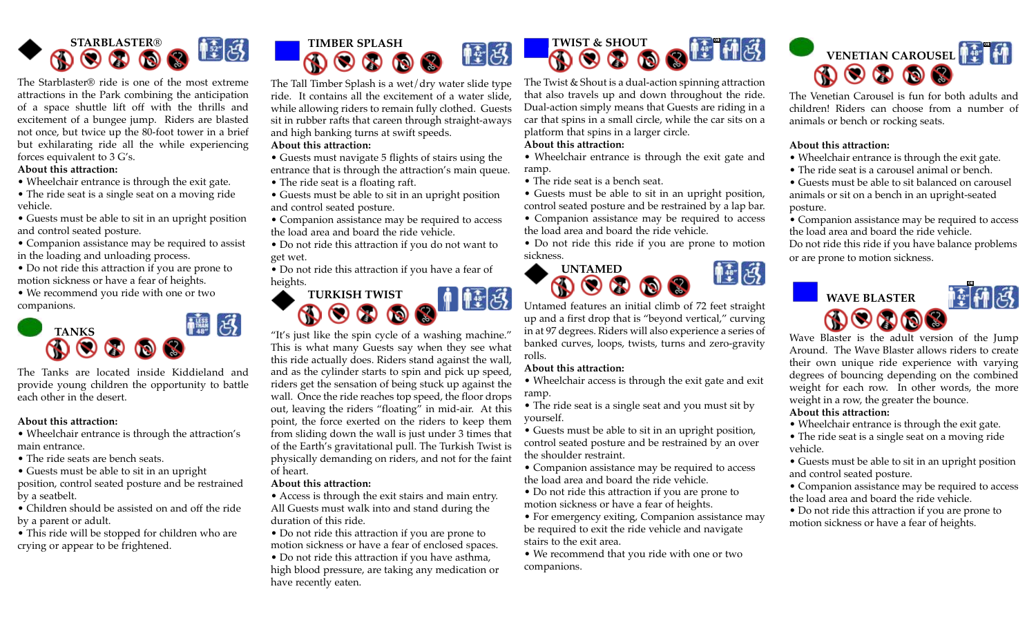## STARBLASTER®

The Starblaster® ride is one of the most extreme attractions in the Park combining the anticipation of a space shuttle lift off with the thrills and excitement of a bungee jump. Riders are blasted not once, but twice up the 80-foot tower in a brief but exhilarating ride all the while experiencing forces equivalent to 3 G's.

**About this attraction:**

- Wheelchair entrance is through the exit gate.
- The ride seat is a single seat on a moving ride vehicle.
- Guests must be able to sit in an upright position and control seated posture.
- Companion assistance may be required to assist in the loading and unloading process.
- Do not ride this attraction if you are prone to motion sickness or have a fear of heights.
- We recommend you ride with one or two companions.

## TANKS

The Tanks are located inside Kiddieland and provide young children the opportunity to battle each other in the desert.

**About this attraction:**

- Wheelchair entrance is through the attraction's main entrance.
- The ride seats are bench seats.
- Guests must be able to sit in an upright position, control seated posture and be restrained by a seatbelt.
- Children should be assisted on and off the ride by a parent or adult.
- This ride will be stopped for children who are crying or appear to be frightened.

## TIMBER SPLASH

The Tall Timber Splash is a wet/dry water slide type ride. It contains all the excitement of a water slide, while allowing riders to remain fully clothed. Guests sit in rubber rafts that careen through straight-aways and high banking turns at swift speeds.

**About this attraction:**

- Guests must navigate 5 flights of stairs using the entrance that is through the attraction's main queue.
- The ride seat is a floating raft.
- Guests must be able to sit in an upright position and control seated posture.
- Companion assistance may be required to access the load area and board the ride vehicle.
- Do not ride this attraction if you do not want to get wet.
- Do not ride this attraction if you have a fear of heights.

## TURKISH TWIST

"It's just like the spin cycle of a washing machine." This is what many Guests say when they see what this ride actually does. Riders stand against the wall, and as the cylinder starts to spin and pick up speed, riders get the sensation of being stuck up against the wall. Once the ride reaches top speed, the floor drops out, leaving the riders "floating" in mid-air. At this point, the force exerted on the riders to keep them from sliding down the wall is just under 3 times that of the Earth's gravitational pull. The Turkish Twist is physically demanding on riders, and not for the faint of heart.

**About this attraction:**

- Access is through the exit stairs and main entry. All Guests must walk into and stand during the duration of this ride.
- Do not ride this attraction if you are prone to motion sickness or have a fear of enclosed spaces.
- Do not ride this attraction if you have asthma, high blood pressure, are taking any medication or have recently eaten.

## TWIST & SHOUT

The Twist & Shout is a dual-action spinning attraction that also travels up and down throughout the ride. Dual-action simply means that Guests are riding in a car that spins in a small circle, while the car sits on a platform that spins in a larger circle.

**About this attraction:**

- Wheelchair entrance is through the exit gate and ramp.
- The ride seat is a bench seat.
- Guests must be able to sit in an upright position, control seated posture and be restrained by a lap bar.
- Companion assistance may be required to access the load area and board the ride vehicle.
- Do not ride this ride if you are prone to motion sickness.

## UNTAMED

Untamed features an initial climb of 72 feet straight up and a first drop that is "beyond vertical," curving in at 97 degrees. Riders will also experience a series of banked curves, loops, twists, turns and zero-gravity rolls.

**About this attraction:**

- Wheelchair access is through the exit gate and exit ramp.
- The ride seat is a single seat and you must sit by yourself.
- Guests must be able to sit in an upright position, control seated posture and be restrained by an over the shoulder restraint.
- Companion assistance may be required to access the load area and board the ride vehicle.
- Do not ride this attraction if you are prone to motion sickness or have a fear of heights.
- For emergency exiting, Companion assistance may be required to exit the ride vehicle and navigate stairs to the exit area.
- We recommend that you ride with one or two companions.

## VENETIAN CAROUSEL

The Venetian Carousel is fun for both adults and children! Riders can choose from a number of animals or bench or rocking seats.

**About this attraction:**

- Wheelchair entrance is through the exit gate.
- The ride seat is a carousel animal or bench.
- Guests must be able to sit balanced on carousel animals or sit on a bench in an upright-seated posture.
- Companion assistance may be required to access the load area and board the ride vehicle.

Do not ride this ride if you have balance problems or are prone to motion sickness.

## WAVE BLASTER

Wave Blaster is the adult version of the Jump Around. The Wave Blaster allows riders to create their own unique ride experience with varying degrees of bouncing depending on the combined weight for each row. In other words, the more weight in a row, the greater the bounce.

**About this attraction:**

- Wheelchair entrance is through the exit gate.
- The ride seat is a single seat on a moving ride vehicle.
- Guests must be able to sit in an upright position and control seated posture.
- Companion assistance may be required to access the load area and board the ride vehicle.
- Do not ride this attraction if you are prone to motion sickness or have a fear of heights.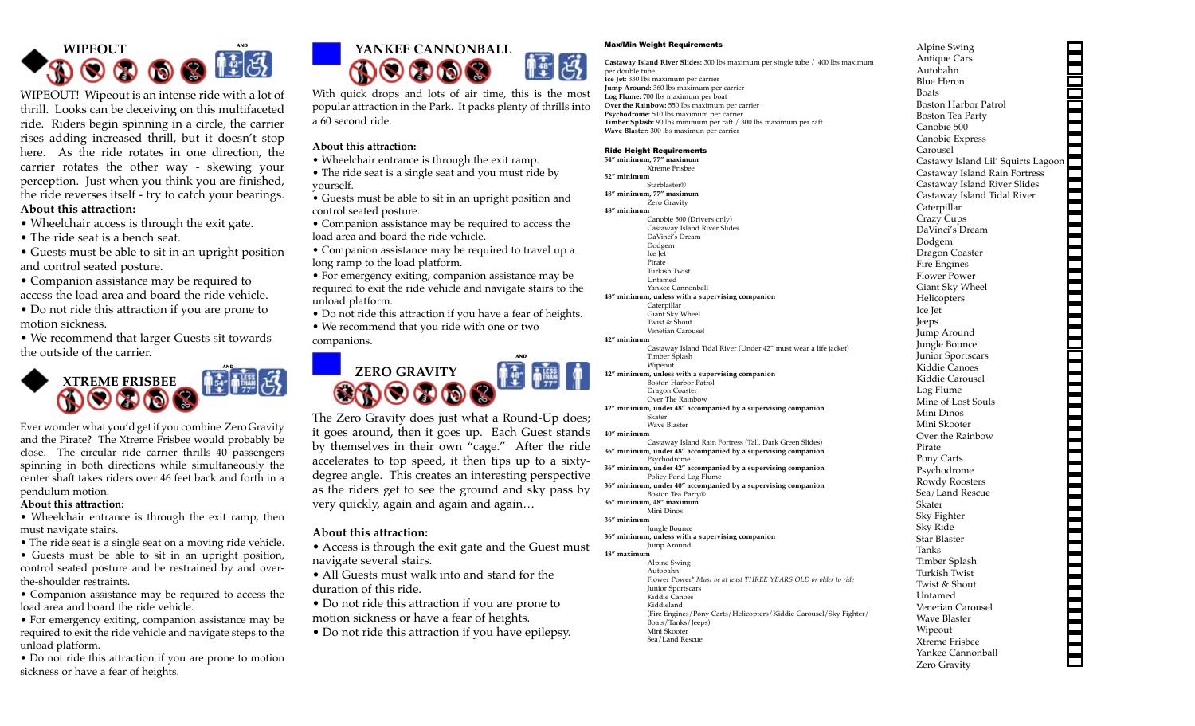## WIPEOUT

AND

WIPEOUT! Wipeout is an intense ride with a lot of thrill. Looks can be deceiving on this multifaceted ride. Riders begin spinning in a circle, the carrier rises adding increased thrill, but it doesn't stop here. As the ride rotates in one direction, the carrier rotates the other way - skewing your perception. Just when you think you are finished, the ride reverses itself - try to catch your bearings.

**About this attraction:**

- Wheelchair access is through the exit gate.
- The ride seat is a bench seat.
- Guests must be able to sit in an upright position and control seated posture.
- Companion assistance may be required to access the load area and board the ride vehicle.
- Do not ride this attraction if you are prone to motion sickness.
- We recommend that larger Guests sit towards the outside of the carrier.

## XTREME FRISBEE

AND 54" LESS THAN 77"

Ever wonder what you'd get if you combine Zero Gravity and the Pirate? The Xtreme Frisbee would probably be close. The circular ride carrier thrills 40 passengers spinning in both directions while simultaneously the center shaft takes riders over 46 feet back and forth in a pendulum motion.

**About this attraction:**

- Wheelchair entrance is through the exit ramp, then must navigate stairs.
- The ride seat is a single seat on a moving ride vehicle.
- Guests must be able to sit in an upright position, control seated posture and be restrained by and over-the-shoulder restraints.
- Companion assistance may be required to access the load area and board the ride vehicle.
- For emergency exiting, companion assistance may be required to exit the ride vehicle and navigate steps to the unload platform.
- Do not ride this attraction if you are prone to motion sickness or have a fear of heights.

## YANKEE CANNONBALL

With quick drops and lots of air time, this is the most popular attraction in the Park. It packs plenty of thrills into a 60 second ride.

**About this attraction:**

- Wheelchair entrance is through the exit ramp.
- The ride seat is a single seat and you must ride by yourself.
- Guests must be able to sit in an upright position and control seated posture.
- Companion assistance may be required to access the load area and board the ride vehicle.
- Companion assistance may be required to travel up a long ramp to the load platform.
- For emergency exiting, companion assistance may be required to exit the ride vehicle and navigate stairs to the unload platform.
- Do not ride this attraction if you have a fear of heights.
- We recommend that you ride with one or two companions.

## ZERO GRAVITY

AND 48" LESS THAN 77"

The Zero Gravity does just what a Round-Up does; it goes around, then it goes up. Each Guest stands by themselves in their own "cage." After the ride accelerates to top speed, it then tips up to a sixty-degree angle. This creates an interesting perspective as the riders get to see the ground and sky pass by very quickly, again and again and again…

**About this attraction:**

- Access is through the exit gate and the Guest must navigate several stairs.
- All Guests must walk into and stand for the duration of this ride.
- Do not ride this attraction if you are prone to motion sickness or have a fear of heights.
- Do not ride this attraction if you have epilepsy.

**Max/Min Weight Requirements**

**Castaway Island River Slides:** 300 lbs maximum per single tube / 400 lbs maximum per double tube
**Ice Jet:** 330 lbs maximum per carrier
**Jump Around:** 360 lbs maximum per carrier
**Log Flume:** 700 lbs maximum per boat
**Over the Rainbow:** 550 lbs maximum per carrier
**Psychodrome:** 510 lbs maximum per carrier
**Timber Splash:** 90 lbs minimum per raft / 300 lbs maximum per raft
**Wave Blaster:** 300 lbs maximun per carrier

**Ride Height Requirements**

**54" minimum, 77" maximum**
- Xtreme Frisbee

**52" minimum**
- Starblaster®

**48" minimum, 77" maximum**
- Zero Gravity

**48" minimum**
- Canobie 500 (Drivers only)
- Castaway Island River Slides
- DaVinci's Dream
- Dodgem
- Ice Jet
- Pirate
- Turkish Twist
- Untamed
- Yankee Cannonball

**48" minimum, unless with a supervising companion**
- Caterpillar
- Giant Sky Wheel
- Twist & Shout
- Venetian Carousel

**42" minimum**
- Castaway Island Tidal River (Under 42" must wear a life jacket)
- Timber Splash
- Wipeout

**42" minimum, unless with a supervising companion**
- Boston Harbor Patrol
- Dragon Coaster
- Over The Rainbow

**42" minimum, under 48" accompanied by a supervising companion**
- Skater
- Wave Blaster

**40" minimum**
- Castaway Island Rain Fortress (Tall, Dark Green Slides)

**36" minimum, under 48" accompanied by a supervising companion**
- Psychodrome

**36" minimum, under 42" accompanied by a supervising companion**
- Policy Pond Log Flume

**36" minimum, under 40" accompanied by a supervising companion**
- Boston Tea Party®

**36" minimum, 48" maximum**
- Mini Dinos

**36" minimum**
- Jungle Bounce

**36" minimum, unless with a supervising companion**
- Jump Around

**48" maximum**
- Alpine Swing
- Autobahn
- Flower Power* *Must be at least THREE YEARS OLD or older to ride*
- Junior Sportscars
- Kiddie Canoes
- Kiddieland (Fire Engines/Pony Carts/Helicopters/Kiddie Carousel/Sky Fighter/Boats/Tanks/Jeeps)
- Mini Skooter
- Sea/Land Rescue

- Alpine Swing
- Antique Cars
- Autobahn
- Blue Heron
- Boats
- Boston Harbor Patrol
- Boston Tea Party
- Canobie 500
- Canobie Express
- Carousel
- Castawy Island Lil' Squirts Lagoon
- Castaway Island Rain Fortress
- Castaway Island River Slides
- Castaway Island Tidal River
- Caterpillar
- Crazy Cups
- DaVinci's Dream
- Dodgem
- Dragon Coaster
- Fire Engines
- Flower Power
- Giant Sky Wheel
- Helicopters
- Ice Jet
- Jeeps
- Jump Around
- Jungle Bounce
- Junior Sportscars
- Kiddie Canoes
- Kiddie Carousel
- Log Flume
- Mine of Lost Souls
- Mini Dinos
- Mini Skooter
- Over the Rainbow
- Pirate
- Pony Carts
- Psychodrome
- Rowdy Roosters
- Sea/Land Rescue
- Skater
- Sky Fighter
- Sky Ride
- Star Blaster
- Tanks
- Timber Splash
- Turkish Twist
- Twist & Shout
- Untamed
- Venetian Carousel
- Wave Blaster
- Wipeout
- Xtreme Frisbee
- Yankee Cannonball
- Zero Gravity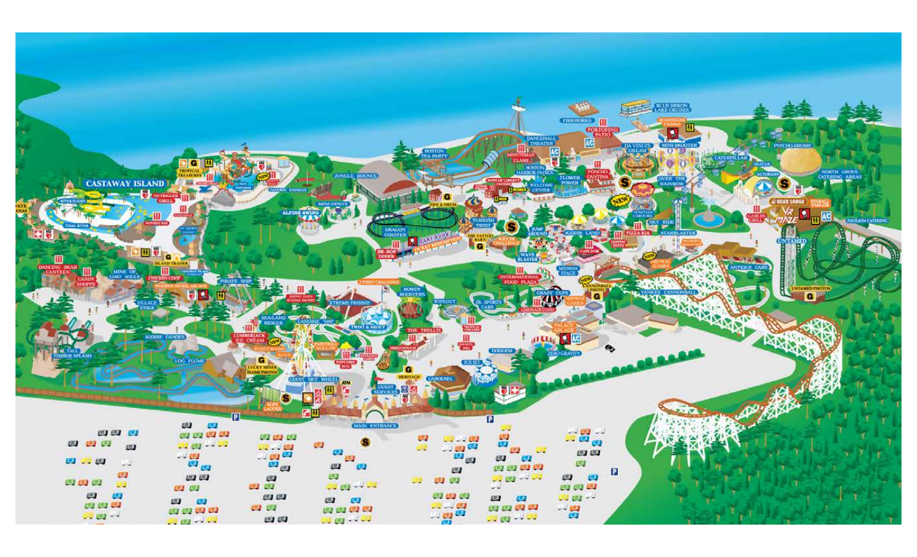CASTAWAY ISLAND
RIVER SLIDES
TIDAL RIVER
OUTRIGGER GRILL
MONKEY BAR
TROPICAL TREASURES
PINEAPPLE
ISLAND TRADER
CASTAWAY ISLAND TOWNSEND
DANCING BEAR CANTEEN
CANDY SHOPPE
MINE OF LOST SOULS
CHICKEN COOP
WOODEN NICKEL ARCADE
PIRATE SHIP
VILLAGE STAGE
KIDDIE CANOES
TIMBER SPLASH
LOG FLUME
LUMBERJACK ICE CREAM
PUZZLE ROOMS
SEA/LAND RESCUE
CANOBIE "500"
LUCKY MINER FLUME PHOTOS
ROPE LADDER
GIANT SKY WHEEL
ATM
GUEST SERVICES
MAIN ENTRANCE
PAINTBALL HOLLOW
POPCORN BOX
HERITAGE
CAROUSEL
XTREME FRISBEE
DIPPIN' DOTS SUNDAE SHOPPE
TWIST & SHOUT
3 POINT CHALLENGE
ROWDY ROOSTERS
THE TRELLIS
FRIED DOUGH
WIPEOUT
JR. SPORTS CARS
TROPICAL CHILLERS
SMOKIN' BBQ
DODGEM
ICE JET
ZERO GRAVITY
PALACE ARCADE
LEMONADE STAND
CRAZY CUPS
MIDWAY GAMES
INTERNATIONAL FOOD PLAZA
CANNONBALL PHOTO
YANKEE CANNONBALL
MIDWAY STAGE
WAVE BLASTER
SOCCER CHALLENGE
THE TATTOO BARN
TURKISH TWIST
BE-BOP DINER
DRAGON COASTER
GAME ROOM
TICKET REDEMPTION
FIFE & DRUM
MINI-DINO'S
ALPINE SWING
JUNGLE BOUNCE
CANOBIE EXPRESS
BOSTON TEA PARTY
MINUTEMAN CLAMS
SONS OF LIBERTY TAVERN
DANCEHALL THEATER
BOSTON HARBOR PATROL
WELCOME CENTER
FLOWER POWER
PONCHO CANTINA
FIREWORKS
PORTOFINO PATIO
BLUE HERON LAKE CRUISES
BOATHOUSE CASINO
DA VINCI'S DREAM
MINI-SKOOTER
OVER THE RAINBOW
CATERPILLAR
SKATER
AUTOBAHN
PSYCHO-DROME
NORTH GROVE CATERING AREAS
PAVILION CATERING
BEAR LODGE
PINBALL PARLOR
VR MAZE
GABLES GRILL
UNTAMED
UNTAMED PHOTOS
ANTIQUE CARS
VENETIAN CAROUSEL
SKY RIDE
STARBLASTER
PIZZA RIA
DIPPIN' DOTS
CAFE DOGS
KIDDIE LAND
JUMP AROUND
MIDWAY GAMES
NEW